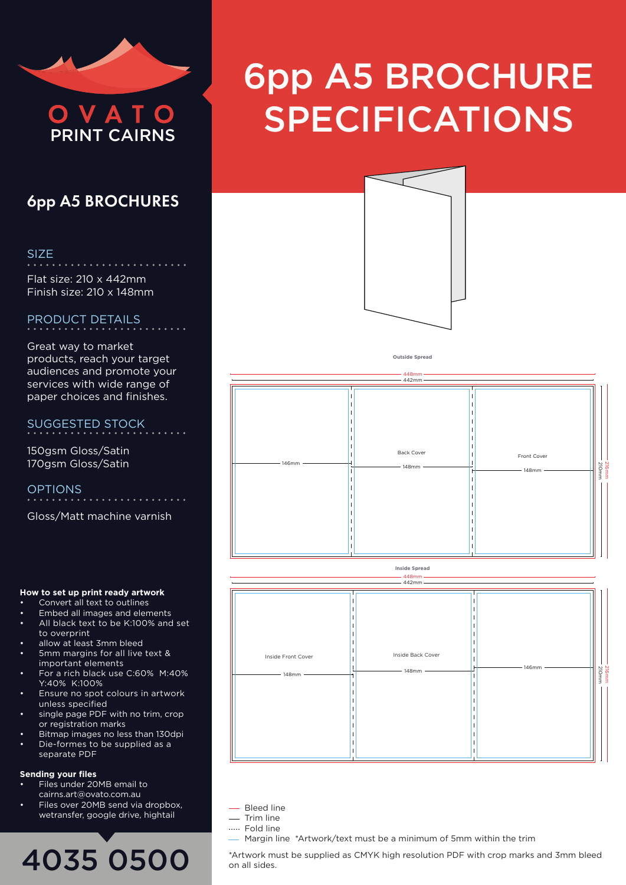OVATO
PRINT CAIRNS

# 6pp A5 BROCHURE SPECIFICATIONS

## 6pp A5 BROCHURES

### SIZE

Flat size: 210 x 442mm
Finish size: 210 x 148mm

### PRODUCT DETAILS

Great way to market products, reach your target audiences and promote your services with wide range of paper choices and finishes.

### SUGGESTED STOCK

150gsm Gloss/Satin
170gsm Gloss/Satin

### OPTIONS

Gloss/Matt machine varnish

**How to set up print ready artwork**

- Convert all text to outlines
- Embed all images and elements
- All black text to be K:100% and set to overprint
- allow at least 3mm bleed
- 5mm margins for all live text & important elements
- For a rich black use C:60% M:40% Y:40% K:100%
- Ensure no spot colours in artwork unless specified
- single page PDF with no trim, crop or registration marks
- Bitmap images no less than 130dpi
- Die-formes to be supplied as a separate PDF

**Sending your files**

- Files under 20MB email to cairns.art@ovato.com.au
- Files over 20MB send via dropbox, wetransfer, google drive, hightail

**4035 0500**

Outside Spread

448mm
442mm
146mm
Back Cover
148mm
Front Cover
148mm
216mm
210mm

Inside Spread

448mm
442mm
Inside Front Cover
148mm
Inside Back Cover
148mm
146mm
216mm
210mm

Bleed line
Trim line
Fold line
Margin line *Artwork/text must be a minimum of 5mm within the trim

*Artwork must be supplied as CMYK high resolution PDF with crop marks and 3mm bleed on all sides.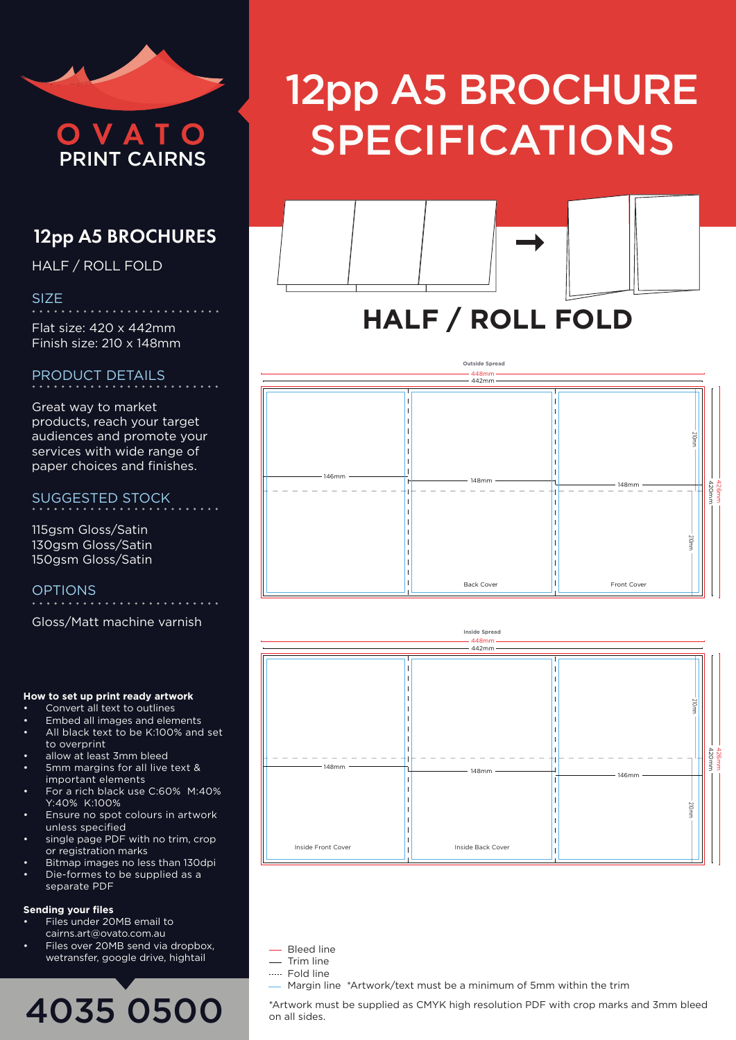OVATO
PRINT CAIRNS

# 12pp A5 BROCHURE SPECIFICATIONS

## 12pp A5 BROCHURES

HALF / ROLL FOLD

### SIZE

Flat size: 420 x 442mm
Finish size: 210 x 148mm

### PRODUCT DETAILS

Great way to market products, reach your target audiences and promote your services with wide range of paper choices and finishes.

### SUGGESTED STOCK

115gsm Gloss/Satin
130gsm Gloss/Satin
150gsm Gloss/Satin

### OPTIONS

Gloss/Matt machine varnish

**How to set up print ready artwork**

- Convert all text to outlines
- Embed all images and elements
- All black text to be K:100% and set to overprint
- allow at least 3mm bleed
- 5mm margins for all live text & important elements
- For a rich black use C:60% M:40% Y:40% K:100%
- Ensure no spot colours in artwork unless specified
- single page PDF with no trim, crop or registration marks
- Bitmap images no less than 130dpi
- Die-formes to be supplied as a separate PDF

**Sending your files**

- Files under 20MB email to cairns.art@ovato.com.au
- Files over 20MB send via dropbox, wetransfer, google drive, hightail

4035 0500

## HALF / ROLL FOLD

Outside Spread
448mm
442mm
146mm
148mm
148mm
210mm
210mm
426mm
420mm
Back Cover
Front Cover

Inside Spread
448mm
442mm
148mm
148mm
146mm
210mm
210mm
426mm
420mm
Inside Front Cover
Inside Back Cover

Bleed line
Trim line
Fold line
Margin line *Artwork/text must be a minimum of 5mm within the trim

*Artwork must be supplied as CMYK high resolution PDF with crop marks and 3mm bleed on all sides.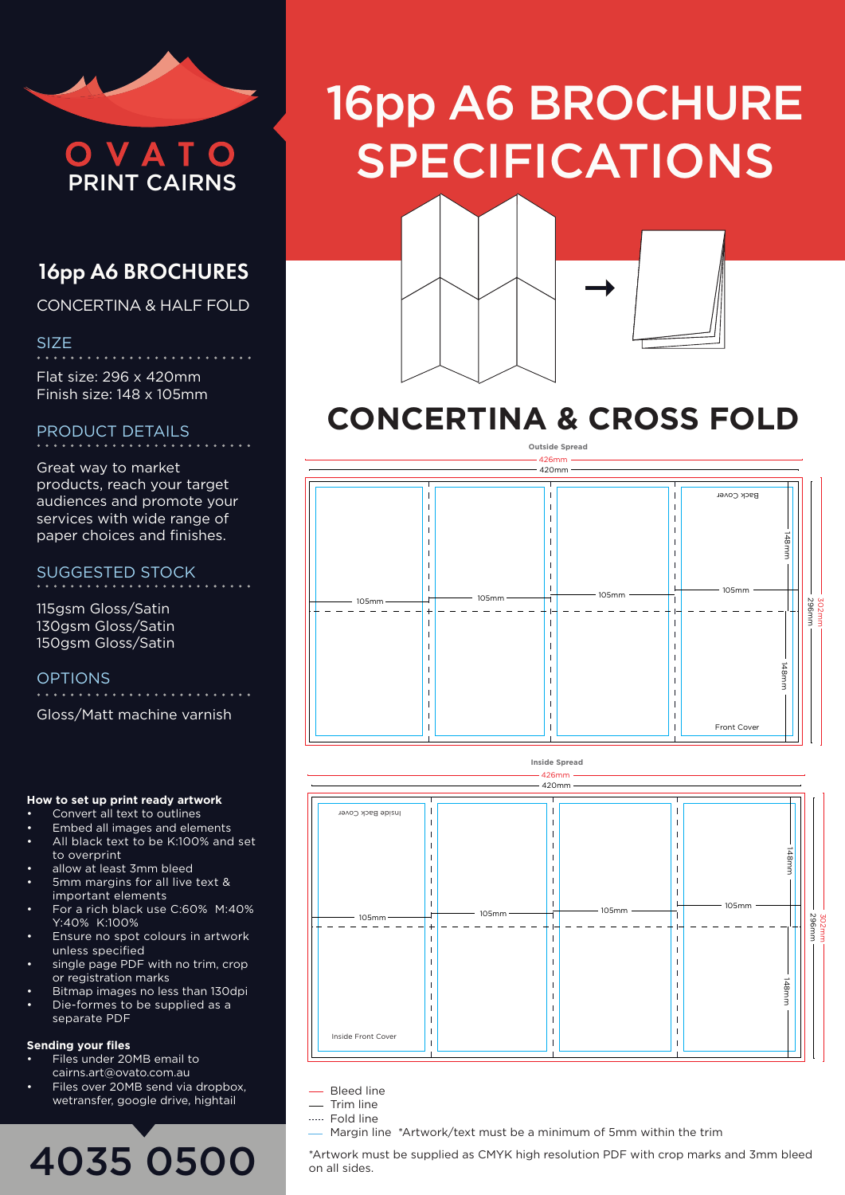OVATO
PRINT CAIRNS

# 16pp A6 BROCHURE SPECIFICATIONS

## 16pp A6 BROCHURES

CONCERTINA & HALF FOLD

### SIZE

Flat size: 296 x 420mm
Finish size: 148 x 105mm

### PRODUCT DETAILS

Great way to market products, reach your target audiences and promote your services with wide range of paper choices and finishes.

### SUGGESTED STOCK

115gsm Gloss/Satin
130gsm Gloss/Satin
150gsm Gloss/Satin

### OPTIONS

Gloss/Matt machine varnish

**How to set up print ready artwork**

- Convert all text to outlines
- Embed all images and elements
- All black text to be K:100% and set to overprint
- allow at least 3mm bleed
- 5mm margins for all live text & important elements
- For a rich black use C:60% M:40% Y:40% K:100%
- Ensure no spot colours in artwork unless specified
- single page PDF with no trim, crop or registration marks
- Bitmap images no less than 130dpi
- Die-formes to be supplied as a separate PDF

**Sending your files**

- Files under 20MB email to cairns.art@ovato.com.au
- Files over 20MB send via dropbox, wetransfer, google drive, hightail

4035 0500

## CONCERTINA & CROSS FOLD

**Outside Spread**

426mm
420mm
105mm
105mm
105mm
105mm
148mm
148mm
296mm
302mm
Back Cover
Front Cover

**Inside Spread**

426mm
420mm
105mm
105mm
105mm
105mm
148mm
148mm
296mm
302mm
Inside Back Cover
Inside Front Cover

— Bleed line
— Trim line
····· Fold line
— Margin line *Artwork/text must be a minimum of 5mm within the trim

*Artwork must be supplied as CMYK high resolution PDF with crop marks and 3mm bleed on all sides.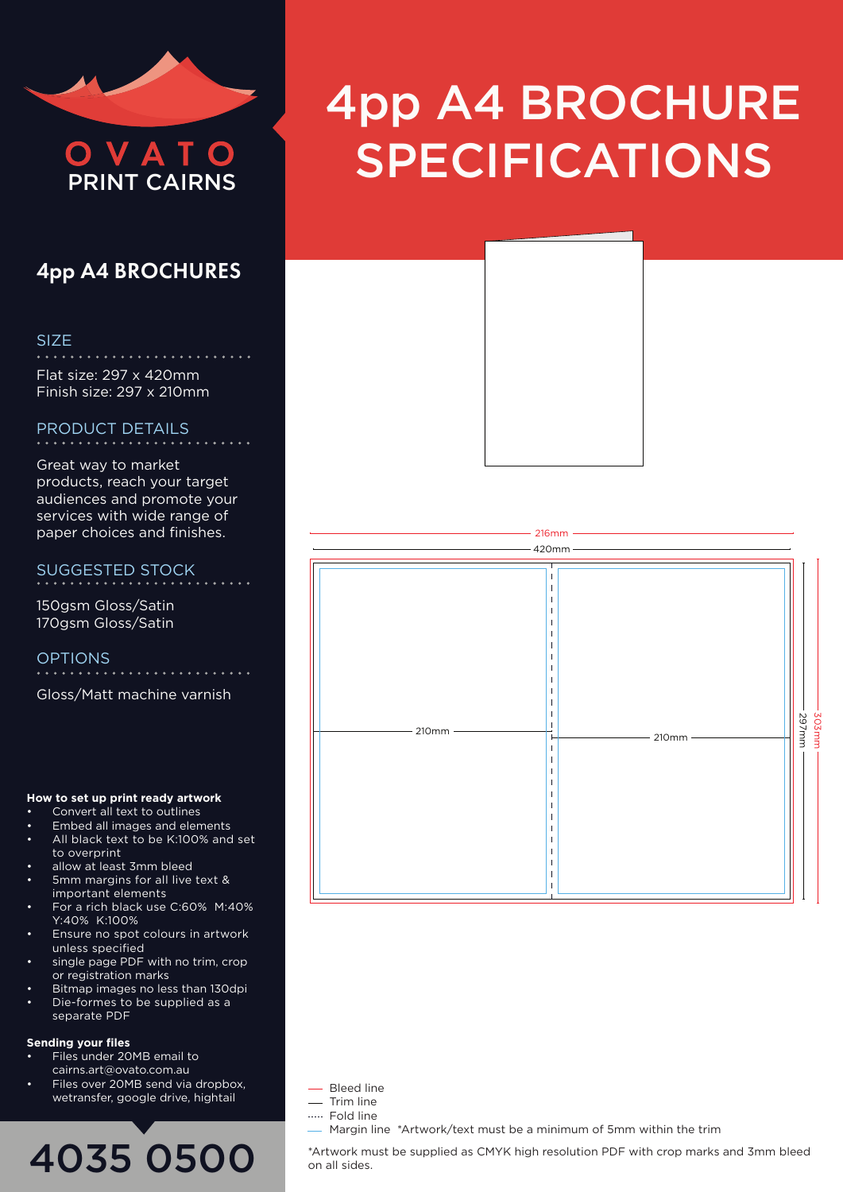OVATO PRINT CAIRNS

# 4pp A4 BROCHURE SPECIFICATIONS

## 4pp A4 BROCHURES

### SIZE

Flat size: 297 x 420mm
Finish size: 297 x 210mm

### PRODUCT DETAILS

Great way to market products, reach your target audiences and promote your services with wide range of paper choices and finishes.

### SUGGESTED STOCK

150gsm Gloss/Satin
170gsm Gloss/Satin

### OPTIONS

Gloss/Matt machine varnish

**How to set up print ready artwork**

- Convert all text to outlines
- Embed all images and elements
- All black text to be K:100% and set to overprint
- allow at least 3mm bleed
- 5mm margins for all live text & important elements
- For a rich black use C:60% M:40% Y:40% K:100%
- Ensure no spot colours in artwork unless specified
- single page PDF with no trim, crop or registration marks
- Bitmap images no less than 130dpi
- Die-formes to be supplied as a separate PDF

**Sending your files**

- Files under 20MB email to cairns.art@ovato.com.au
- Files over 20MB send via dropbox, wetransfer, google drive, hightail

216mm
420mm
210mm
210mm
297mm
303mm

— Bleed line
— Trim line
····· Fold line
— Margin line *Artwork/text must be a minimum of 5mm within the trim

*Artwork must be supplied as CMYK high resolution PDF with crop marks and 3mm bleed on all sides.

4035 0500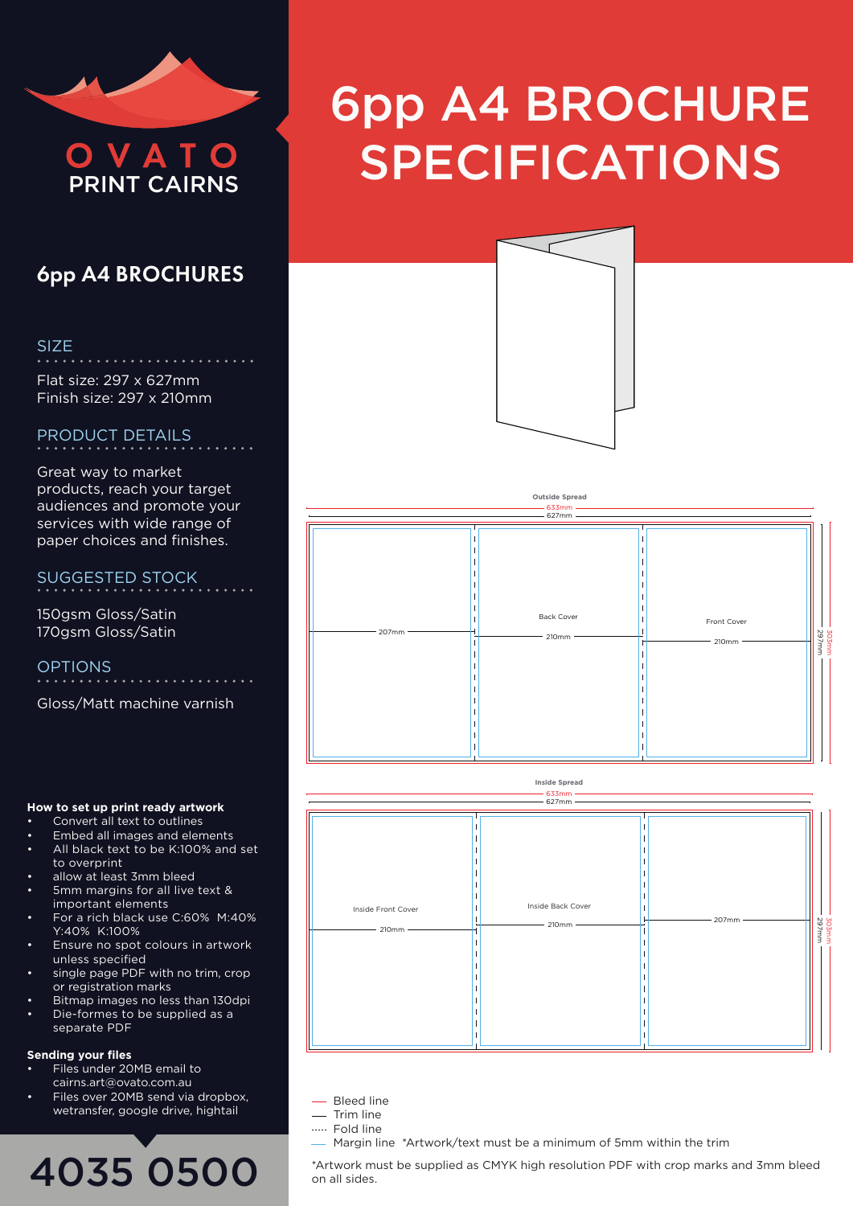OVATO
PRINT CAIRNS

# 6pp A4 BROCHURE SPECIFICATIONS

## 6pp A4 BROCHURES

### SIZE

Flat size: 297 x 627mm
Finish size: 297 x 210mm

### PRODUCT DETAILS

Great way to market products, reach your target audiences and promote your services with wide range of paper choices and finishes.

### SUGGESTED STOCK

150gsm Gloss/Satin
170gsm Gloss/Satin

### OPTIONS

Gloss/Matt machine varnish

**How to set up print ready artwork**

- Convert all text to outlines
- Embed all images and elements
- All black text to be K:100% and set to overprint
- allow at least 3mm bleed
- 5mm margins for all live text & important elements
- For a rich black use C:60% M:40% Y:40% K:100%
- Ensure no spot colours in artwork unless specified
- single page PDF with no trim, crop or registration marks
- Bitmap images no less than 130dpi
- Die-formes to be supplied as a separate PDF

**Sending your files**

- Files under 20MB email to cairns.art@ovato.com.au
- Files over 20MB send via dropbox, wetransfer, google drive, hightail

4035 0500

**Outside Spread**

633mm
627mm
207mm
Back Cover
210mm
Front Cover
210mm
303mm
297mm

**Inside Spread**

633mm
627mm
Inside Front Cover
210mm
Inside Back Cover
210mm
207mm
303mm
297mm

Bleed line
Trim line
Fold line
Margin line *Artwork/text must be a minimum of 5mm within the trim

*Artwork must be supplied as CMYK high resolution PDF with crop marks and 3mm bleed on all sides.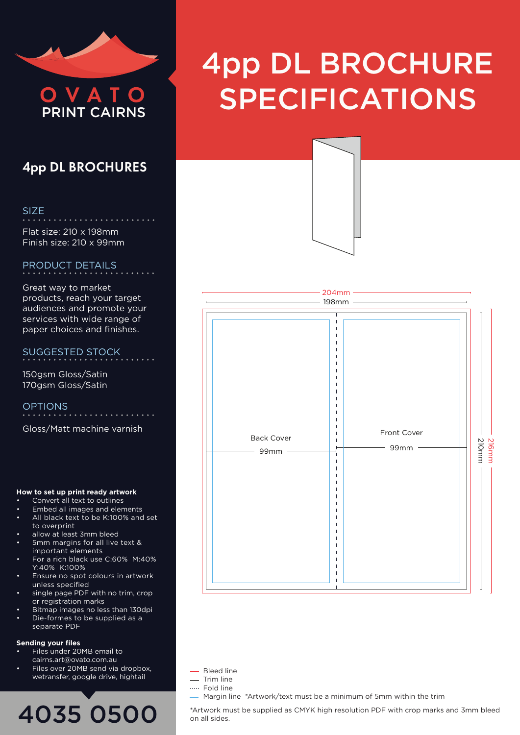OVATO
PRINT CAIRNS

# 4pp DL BROCHURE SPECIFICATIONS

## 4pp DL BROCHURES

### SIZE

Flat size: 210 x 198mm
Finish size: 210 x 99mm

### PRODUCT DETAILS

Great way to market products, reach your target audiences and promote your services with wide range of paper choices and finishes.

### SUGGESTED STOCK

150gsm Gloss/Satin
170gsm Gloss/Satin

### OPTIONS

Gloss/Matt machine varnish

**How to set up print ready artwork**

- Convert all text to outlines
- Embed all images and elements
- All black text to be K:100% and set to overprint
- allow at least 3mm bleed
- 5mm margins for all live text & important elements
- For a rich black use C:60% M:40% Y:40% K:100%
- Ensure no spot colours in artwork unless specified
- single page PDF with no trim, crop or registration marks
- Bitmap images no less than 130dpi
- Die-formes to be supplied as a separate PDF

**Sending your files**

- Files under 20MB email to cairns.art@ovato.com.au
- Files over 20MB send via dropbox, wetransfer, google drive, hightail

# 4035 0500

204mm
198mm
Back Cover
99mm
Front Cover
99mm
210mm
216mm

Bleed line
Trim line
Fold line
Margin line *Artwork/text must be a minimum of 5mm within the trim

*Artwork must be supplied as CMYK high resolution PDF with crop marks and 3mm bleed on all sides.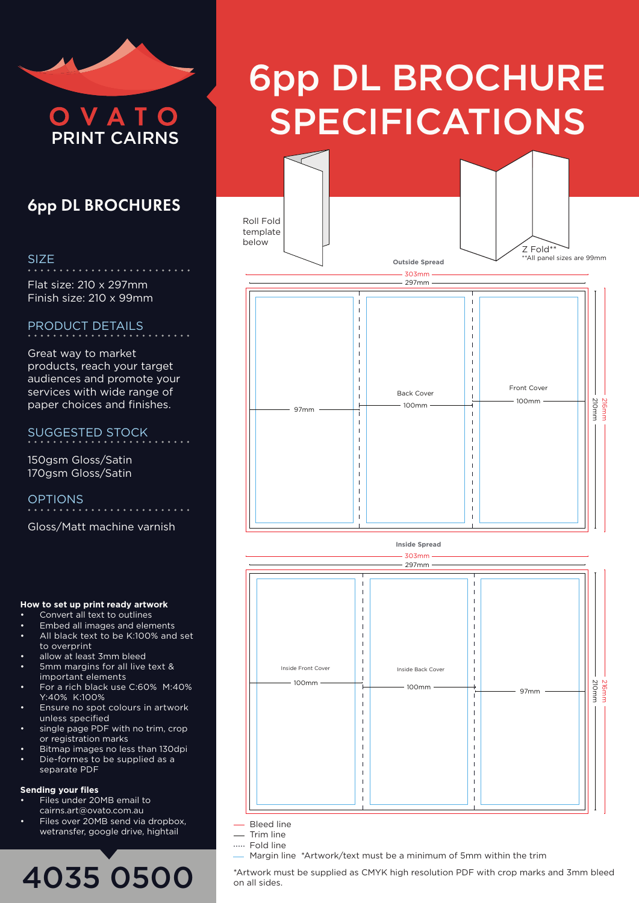OVATO
PRINT CAIRNS

# 6pp DL BROCHURE SPECIFICATIONS

## 6pp DL BROCHURES

### SIZE

Flat size: 210 x 297mm
Finish size: 210 x 99mm

### PRODUCT DETAILS

Great way to market products, reach your target audiences and promote your services with wide range of paper choices and finishes.

### SUGGESTED STOCK

150gsm Gloss/Satin
170gsm Gloss/Satin

### OPTIONS

Gloss/Matt machine varnish

**How to set up print ready artwork**

- Convert all text to outlines
- Embed all images and elements
- All black text to be K:100% and set to overprint
- allow at least 3mm bleed
- 5mm margins for all live text & important elements
- For a rich black use C:60% M:40% Y:40% K:100%
- Ensure no spot colours in artwork unless specified
- single page PDF with no trim, crop or registration marks
- Bitmap images no less than 130dpi
- Die-formes to be supplied as a separate PDF

**Sending your files**

- Files under 20MB email to cairns.art@ovato.com.au
- Files over 20MB send via dropbox, wetransfer, google drive, hightail

# 4035 0500

Roll Fold template below

Z Fold**
**All panel sizes are 99mm

**Outside Spread**

303mm
297mm
97mm
Back Cover
100mm
Front Cover
100mm
216mm
210mm

**Inside Spread**

303mm
297mm
Inside Front Cover
100mm
Inside Back Cover
100mm
97mm
216mm
210mm

Bleed line
Trim line
Fold line
Margin line *Artwork/text must be a minimum of 5mm within the trim

*Artwork must be supplied as CMYK high resolution PDF with crop marks and 3mm bleed on all sides.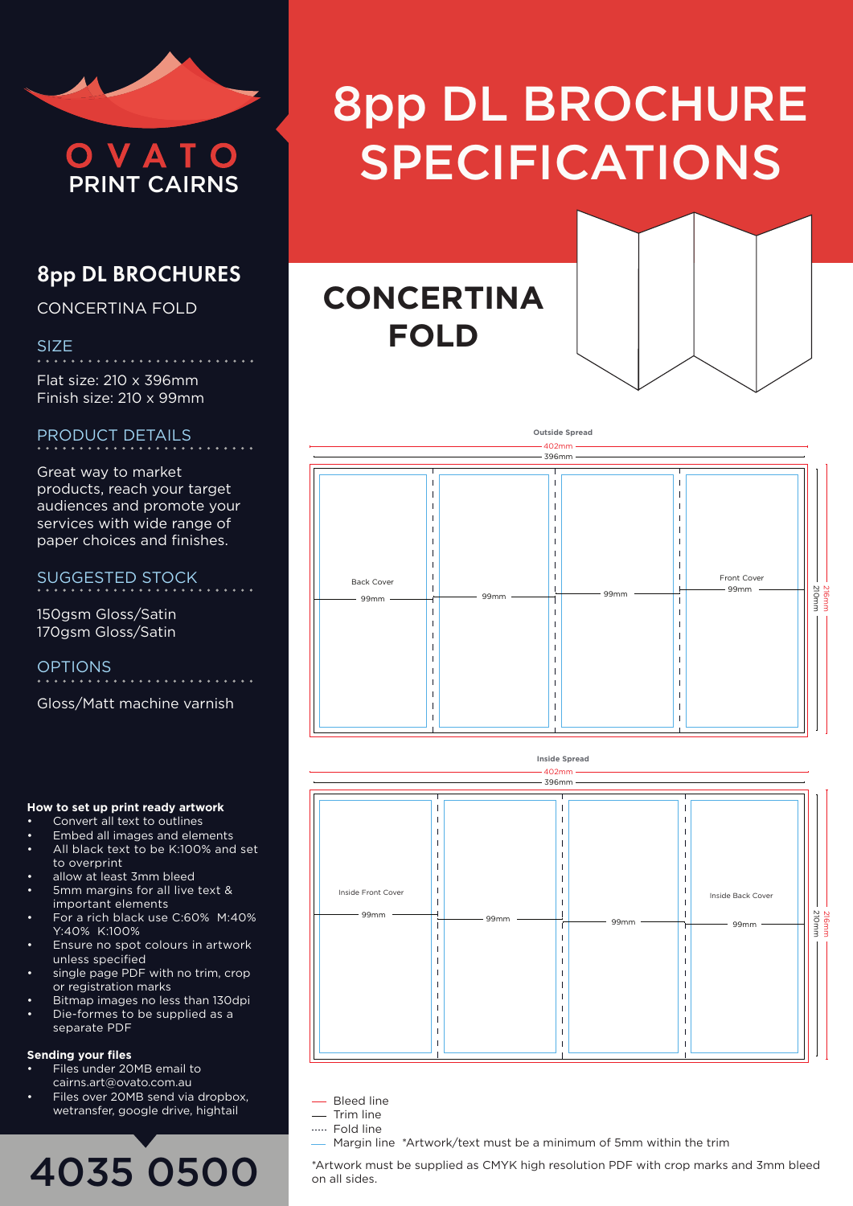OVATO PRINT CAIRNS

# 8pp DL BROCHURE SPECIFICATIONS

## 8pp DL BROCHURES

CONCERTINA FOLD

### SIZE

Flat size: 210 x 396mm
Finish size: 210 x 99mm

### PRODUCT DETAILS

Great way to market products, reach your target audiences and promote your services with wide range of paper choices and finishes.

### SUGGESTED STOCK

150gsm Gloss/Satin
170gsm Gloss/Satin

### OPTIONS

Gloss/Matt machine varnish

**How to set up print ready artwork**

- Convert all text to outlines
- Embed all images and elements
- All black text to be K:100% and set to overprint
- allow at least 3mm bleed
- 5mm margins for all live text & important elements
- For a rich black use C:60% M:40% Y:40% K:100%
- Ensure no spot colours in artwork unless specified
- single page PDF with no trim, crop or registration marks
- Bitmap images no less than 130dpi
- Die-formes to be supplied as a separate PDF

**Sending your files**

- Files under 20MB email to cairns.art@ovato.com.au
- Files over 20MB send via dropbox, wetransfer, google drive, hightail

4035 0500

## CONCERTINA FOLD

Outside Spread

402mm
396mm

Back Cover
99mm
99mm
99mm
Front Cover
99mm

216mm
210mm

Inside Spread

402mm
396mm

Inside Front Cover
99mm
99mm
99mm
Inside Back Cover
99mm

216mm
210mm

Bleed line
Trim line
Fold line
Margin line *Artwork/text must be a minimum of 5mm within the trim

*Artwork must be supplied as CMYK high resolution PDF with crop marks and 3mm bleed on all sides.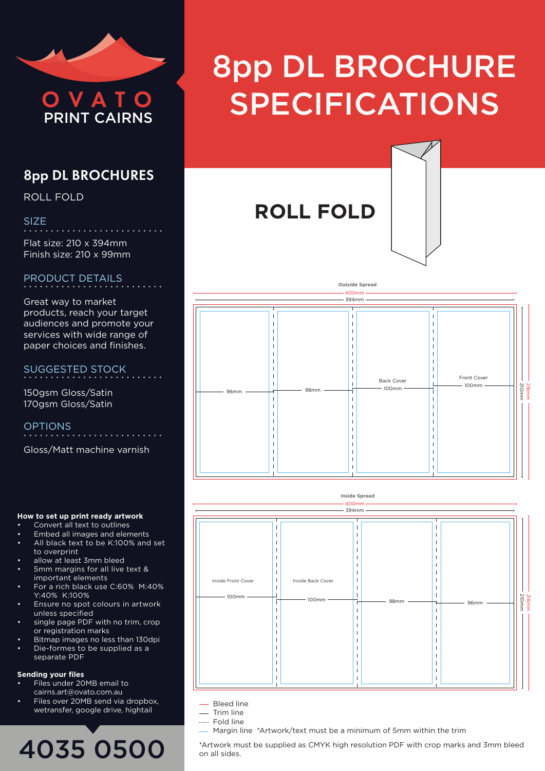OVATO
PRINT CAIRNS

# 8pp DL BROCHURE SPECIFICATIONS

## 8pp DL BROCHURES

ROLL FOLD

### SIZE

Flat size: 210 x 394mm
Finish size: 210 x 99mm

### PRODUCT DETAILS

Great way to market products, reach your target audiences and promote your services with wide range of paper choices and finishes.

### SUGGESTED STOCK

150gsm Gloss/Satin
170gsm Gloss/Satin

### OPTIONS

Gloss/Matt machine varnish

**How to set up print ready artwork**

- Convert all text to outlines
- Embed all images and elements
- All black text to be K:100% and set to overprint
- allow at least 3mm bleed
- 5mm margins for all live text & important elements
- For a rich black use C:60% M:40% Y:40% K:100%
- Ensure no spot colours in artwork unless specified
- single page PDF with no trim, crop or registration marks
- Bitmap images no less than 130dpi
- Die-formes to be supplied as a separate PDF

**Sending your files**

- Files under 20MB email to cairns.art@ovato.com.au
- Files over 20MB send via dropbox, wetransfer, google drive, hightail

4035 0500

## ROLL FOLD

Outside Spread
400mm
394mm
96mm
98mm
Back Cover
100mm
Front Cover
100mm
216mm
210mm

Inside Spread
400mm
394mm
Inside Front Cover
100mm
Inside Back Cover
100mm
98mm
96mm
216mm
210mm

Bleed line
Trim line
Fold line
Margin line *Artwork/text must be a minimum of 5mm within the trim

*Artwork must be supplied as CMYK high resolution PDF with crop marks and 3mm bleed on all sides.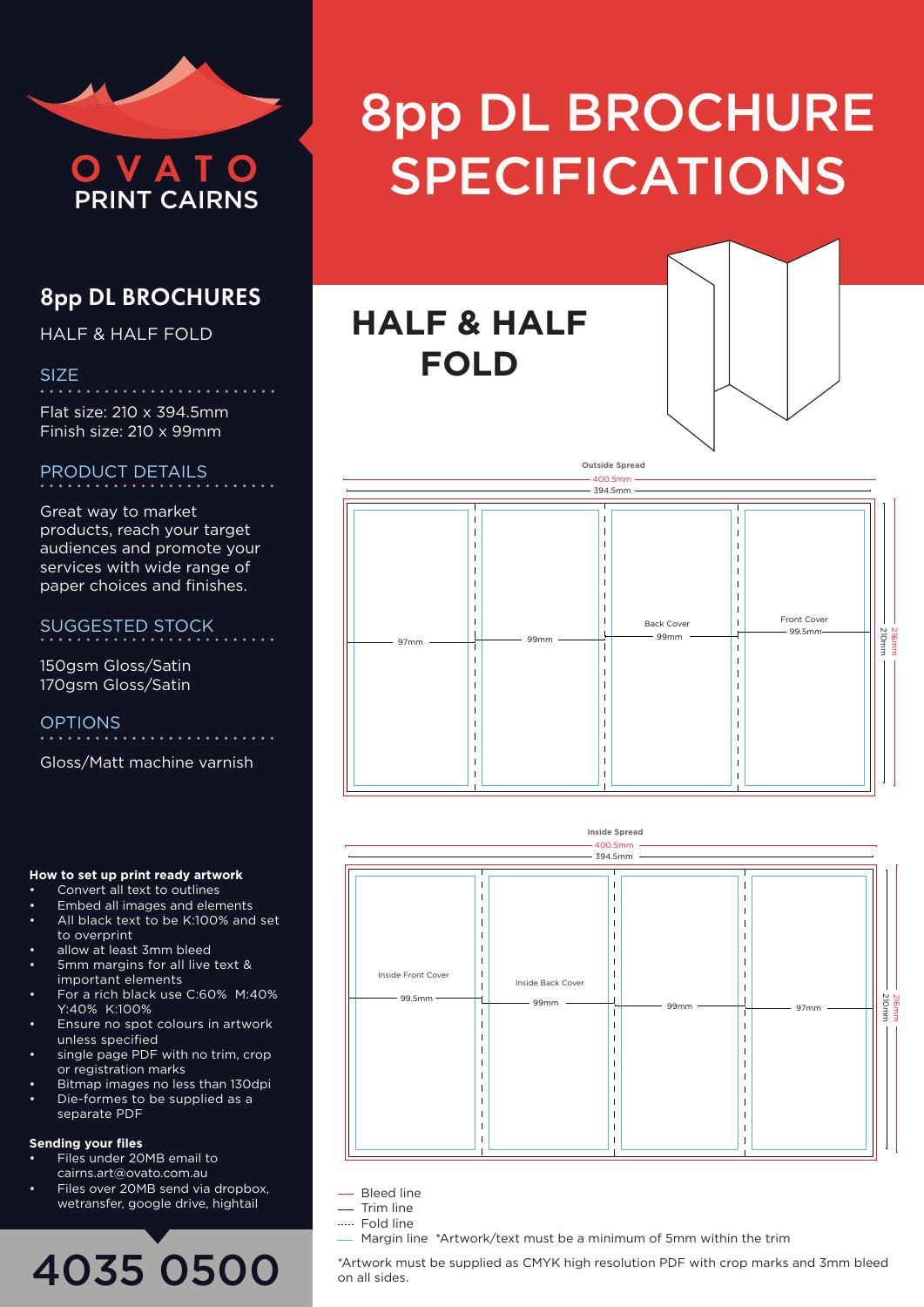OVATO
PRINT CAIRNS

# 8pp DL BROCHURE SPECIFICATIONS

## 8pp DL BROCHURES

HALF & HALF FOLD

### SIZE

Flat size: 210 x 394.5mm
Finish size: 210 x 99mm

### PRODUCT DETAILS

Great way to market products, reach your target audiences and promote your services with wide range of paper choices and finishes.

### SUGGESTED STOCK

150gsm Gloss/Satin
170gsm Gloss/Satin

### OPTIONS

Gloss/Matt machine varnish

**How to set up print ready artwork**

- Convert all text to outlines
- Embed all images and elements
- All black text to be K:100% and set to overprint
- allow at least 3mm bleed
- 5mm margins for all live text & important elements
- For a rich black use C:60% M:40% Y:40% K:100%
- Ensure no spot colours in artwork unless specified
- single page PDF with no trim, crop or registration marks
- Bitmap images no less than 130dpi
- Die-formes to be supplied as a separate PDF

**Sending your files**

- Files under 20MB email to cairns.art@ovato.com.au
- Files over 20MB send via dropbox, wetransfer, google drive, hightail

# 4035 0500

## HALF & HALF FOLD

**Outside Spread**

400.5mm
394.5mm

97mm | 99mm | Back Cover 99mm | Front Cover 99.5mm

216mm
210mm

**Inside Spread**

400.5mm
394.5mm

Inside Front Cover 99.5mm | Inside Back Cover 99mm | 99mm | 97mm

216mm
210mm

- Bleed line
- Trim line
- Fold line
- Margin line *Artwork/text must be a minimum of 5mm within the trim

*Artwork must be supplied as CMYK high resolution PDF with crop marks and 3mm bleed on all sides.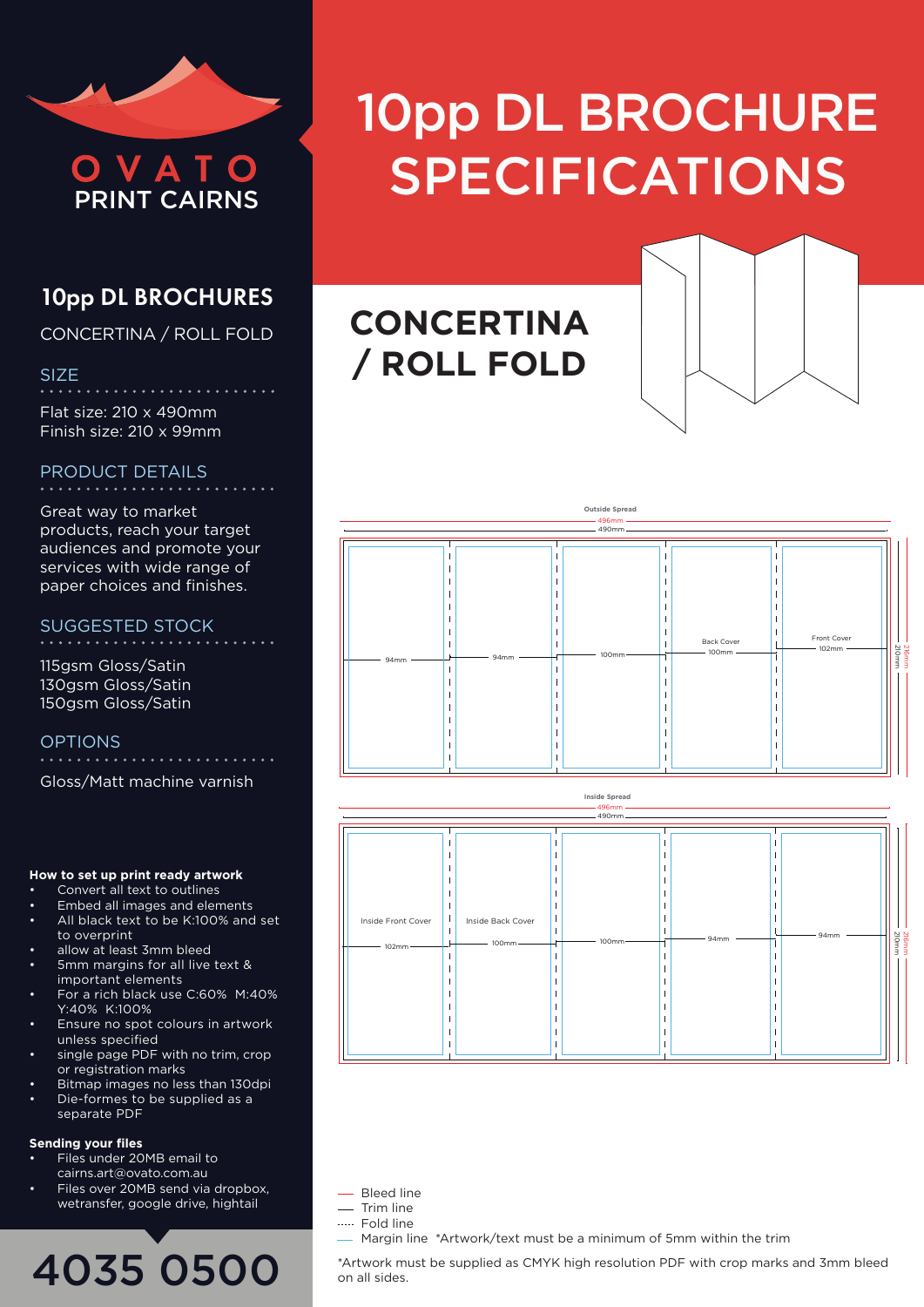OVATO
PRINT CAIRNS

# 10pp DL BROCHURE SPECIFICATIONS

## CONCERTINA / ROLL FOLD

## 10pp DL BROCHURES

CONCERTINA / ROLL FOLD

### SIZE

Flat size: 210 x 490mm
Finish size: 210 x 99mm

### PRODUCT DETAILS

Great way to market products, reach your target audiences and promote your services with wide range of paper choices and finishes.

### SUGGESTED STOCK

115gsm Gloss/Satin
130gsm Gloss/Satin
150gsm Gloss/Satin

### OPTIONS

Gloss/Matt machine varnish

**How to set up print ready artwork**

- Convert all text to outlines
- Embed all images and elements
- All black text to be K:100% and set to overprint
- allow at least 3mm bleed
- 5mm margins for all live text & important elements
- For a rich black use C:60% M:40% Y:40% K:100%
- Ensure no spot colours in artwork unless specified
- single page PDF with no trim, crop or registration marks
- Bitmap images no less than 130dpi
- Die-formes to be supplied as a separate PDF

**Sending your files**

- Files under 20MB email to cairns.art@ovato.com.au
- Files over 20MB send via dropbox, wetransfer, google drive, hightail

4035 0500

Outside Spread
496mm
490mm
94mm
94mm
100mm
Back Cover
100mm
Front Cover
102mm
216mm
210mm

Inside Spread
496mm
490mm
Inside Front Cover
102mm
Inside Back Cover
100mm
100mm
94mm
94mm
216mm
210mm

— Bleed line
— Trim line
..... Fold line
— Margin line *Artwork/text must be a minimum of 5mm within the trim

*Artwork must be supplied as CMYK high resolution PDF with crop marks and 3mm bleed on all sides.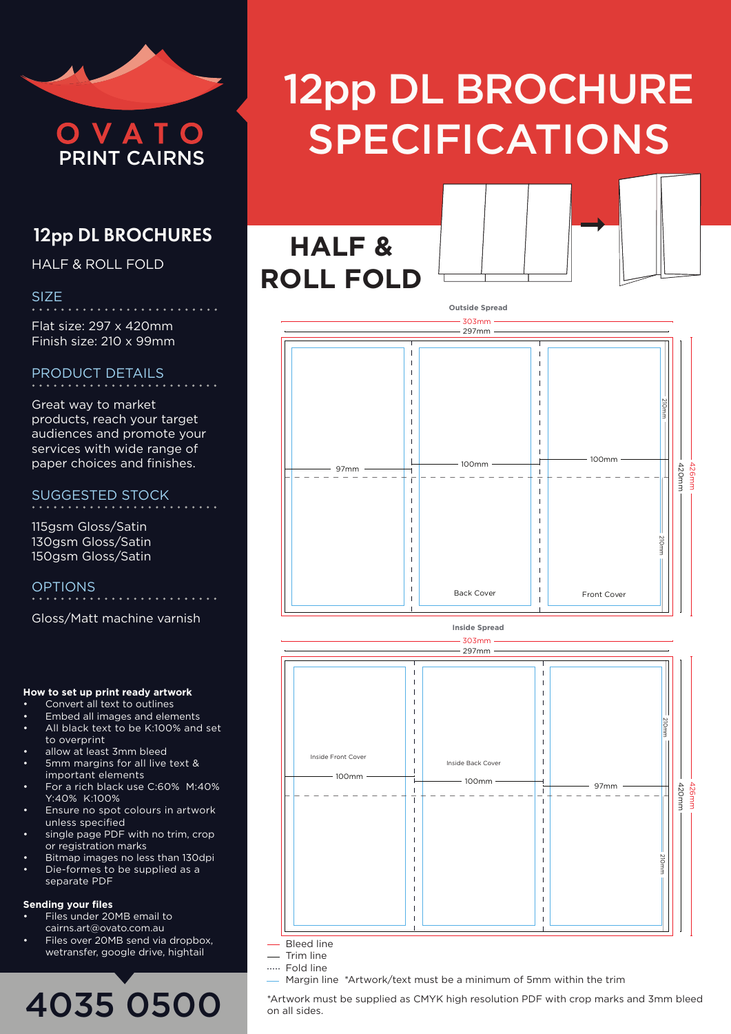OVATO
PRINT CAIRNS

# 12pp DL BROCHURE SPECIFICATIONS

## 12pp DL BROCHURES

HALF & ROLL FOLD

### SIZE

Flat size: 297 x 420mm
Finish size: 210 x 99mm

### PRODUCT DETAILS

Great way to market products, reach your target audiences and promote your services with wide range of paper choices and finishes.

### SUGGESTED STOCK

115gsm Gloss/Satin
130gsm Gloss/Satin
150gsm Gloss/Satin

### OPTIONS

Gloss/Matt machine varnish

**How to set up print ready artwork**

- Convert all text to outlines
- Embed all images and elements
- All black text to be K:100% and set to overprint
- allow at least 3mm bleed
- 5mm margins for all live text & important elements
- For a rich black use C:60% M:40% Y:40% K:100%
- Ensure no spot colours in artwork unless specified
- single page PDF with no trim, crop or registration marks
- Bitmap images no less than 130dpi
- Die-formes to be supplied as a separate PDF

**Sending your files**

- Files under 20MB email to cairns.art@ovato.com.au
- Files over 20MB send via dropbox, wetransfer, google drive, hightail

# 4035 0500

## HALF & ROLL FOLD

**Outside Spread**

303mm
297mm
97mm
100mm
100mm
210mm
210mm
420mm
426mm
Back Cover
Front Cover

**Inside Spread**

303mm
297mm
Inside Front Cover
Inside Back Cover
100mm
100mm
97mm
210mm
210mm
420mm
426mm

- Bleed line
- Trim line
- Fold line
- Margin line *Artwork/text must be a minimum of 5mm within the trim

*Artwork must be supplied as CMYK high resolution PDF with crop marks and 3mm bleed on all sides.